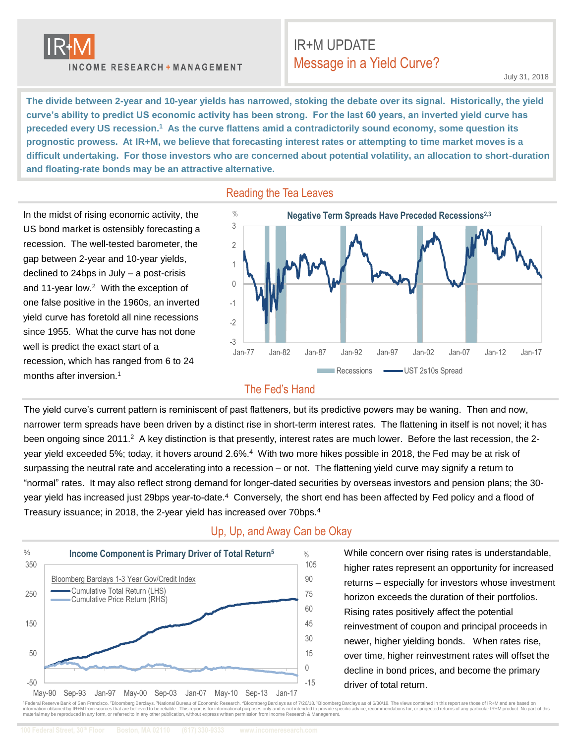# IR+M UPDATE

## Message in a Yield Curve?

July 31, 2018

**The divide between 2-year and 10-year yields has narrowed, stoking the debate over its signal. Historically, the yield curve's ability to predict US economic activity has been strong. For the last 60 years, an inverted yield curve has preceded every US recession.[1] As the curve flattens amid a contradictorily sound economy, some question its prognostic prowess. At IR+M, we believe that forecasting interest rates or attempting to time market moves is a difficult undertaking. For those investors who are concerned about potential volatility, an allocation to short-duration and floating-rate bonds may be an attractive alternative.**

### Reading the Tea Leaves

In the midst of rising economic activity, the US bond market is ostensibly forecasting a recession. The well-tested barometer, the gap between 2-year and 10-year yields, declined to 24bps in July – a post-crisis and 11-year low.[2] With the exception of one false positive in the 1960s, an inverted yield curve has foretold all nine recessions since 1955. What the curve has not done well is predict the exact start of a recession, which has ranged from 6 to 24 months after inversion.[1]

**Negative Term Spreads Have Preceded Recessions[2,3]**

(Chart: Recessions; UST 2s10s Spread; %, -3 to 3; Jan-77 to Jan-17)

### The Fed's Hand

The yield curve's current pattern is reminiscent of past flatteners, but its predictive powers may be waning. Then and now, narrower term spreads have been driven by a distinct rise in short-term interest rates. The flattening in itself is not novel; it has been ongoing since 2011.[2] A key distinction is that presently, interest rates are much lower. Before the last recession, the 2-year yield exceeded 5%; today, it hovers around 2.6%.[4] With two more hikes possible in 2018, the Fed may be at risk of surpassing the neutral rate and accelerating into a recession – or not. The flattening yield curve may signify a return to "normal" rates. It may also reflect strong demand for longer-dated securities by overseas investors and pension plans; the 30-year yield has increased just 29bps year-to-date.[4] Conversely, the short end has been affected by Fed policy and a flood of Treasury issuance; in 2018, the 2-year yield has increased over 70bps.[4]

### Up, Up, and Away Can be Okay

**Income Component is Primary Driver of Total Return[5]**

(Chart: Bloomberg Barclays 1-3 Year Gov/Credit Index; Cumulative Total Return (LHS), %, -50 to 350; Cumulative Price Return (RHS), %, -15 to 105; May-90 to Jan-17)

While concern over rising rates is understandable, higher rates represent an opportunity for increased returns – especially for investors whose investment horizon exceeds the duration of their portfolios. Rising rates positively affect the potential reinvestment of coupon and principal proceeds in newer, higher yielding bonds. When rates rise, over time, higher reinvestment rates will offset the decline in bond prices, and become the primary driver of total return.

[1]Federal Reserve Bank of San Francisco. [2]Bloomberg Barclays. [3]National Bureau of Economic Research. [4]Bloomberg Barclays as of 7/26/18. [5]Bloomberg Barclays as of 6/30/18. The views contained in this report are those of IR+M and are based on information obtained by IR+M from sources that are believed to be reliable. This report is for informational purposes only and is not intended to provide specific advice, recommendations for, or projected returns of any particular IR+M product. No part of this material may be reproduced in any form, or referred to in any other publication, without express written permission from Income Research & Management.

100 Federal Street, 30th Floor Boston, MA 02110 (617) 330-9333 www.incomeresearch.com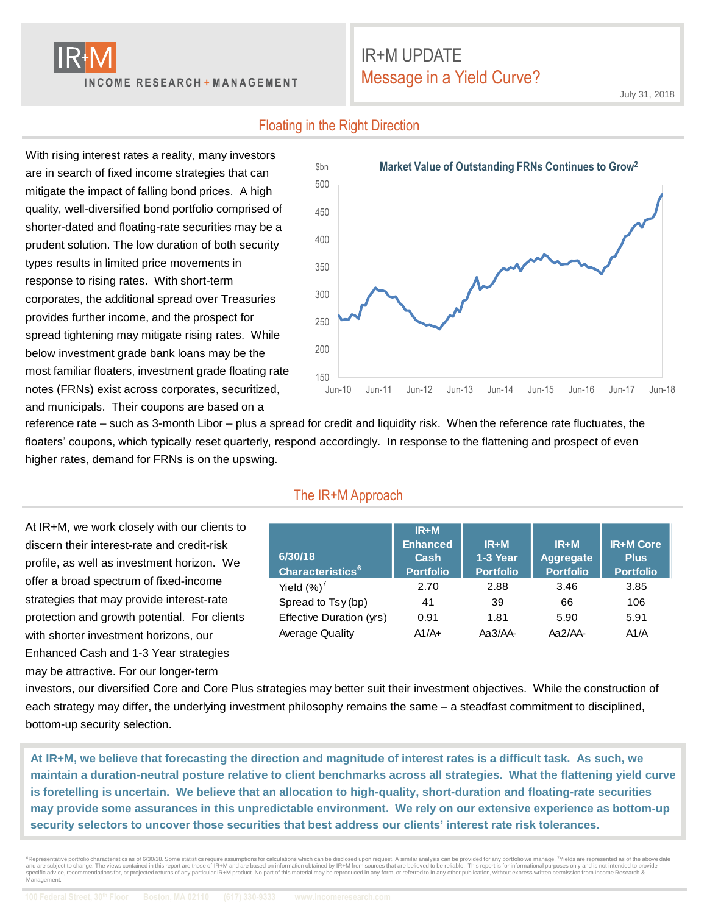# IR+M UPDATE

## Message in a Yield Curve?

July 31, 2018

## Floating in the Right Direction

With rising interest rates a reality, many investors are in search of fixed income strategies that can mitigate the impact of falling bond prices. A high quality, well-diversified bond portfolio comprised of shorter-dated and floating-rate securities may be a prudent solution. The low duration of both security types results in limited price movements in response to rising rates. With short-term corporates, the additional spread over Treasuries provides further income, and the prospect for spread tightening may mitigate rising rates. While below investment grade bank loans may be the most familiar floaters, investment grade floating rate notes (FRNs) exist across corporates, securitized, and municipals. Their coupons are based on a reference rate – such as 3-month Libor – plus a spread for credit and liquidity risk. When the reference rate fluctuates, the floaters' coupons, which typically reset quarterly, respond accordingly. In response to the flattening and prospect of even higher rates, demand for FRNs is on the upswing.

Market Value of Outstanding FRNs Continues to Grow[2]

$bn

500
450
400
350
300
250
200
150

Jun-10 Jun-11 Jun-12 Jun-13 Jun-14 Jun-15 Jun-16 Jun-17 Jun-18

## The IR+M Approach

At IR+M, we work closely with our clients to discern their interest-rate and credit-risk profile, as well as investment horizon. We offer a broad spectrum of fixed-income strategies that may provide interest-rate protection and growth potential. For clients with shorter investment horizons, our Enhanced Cash and 1-3 Year strategies may be attractive. For our longer-term investors, our diversified Core and Core Plus strategies may better suit their investment objectives. While the construction of each strategy may differ, the underlying investment philosophy remains the same – a steadfast commitment to disciplined, bottom-up security selection.

| 6/30/18 Characteristics[6] | IR+M Enhanced Cash Portfolio | IR+M 1-3 Year Portfolio | IR+M Aggregate Portfolio | IR+M Core Plus Portfolio |
|---|---|---|---|---|
| Yield (%)[7] | 2.70 | 2.88 | 3.46 | 3.85 |
| Spread to Tsy (bp) | 41 | 39 | 66 | 106 |
| Effective Duration (yrs) | 0.91 | 1.81 | 5.90 | 5.91 |
| Average Quality | A1/A+ | Aa3/AA- | Aa2/AA- | A1/A |

**At IR+M, we believe that forecasting the direction and magnitude of interest rates is a difficult task. As such, we maintain a duration-neutral posture relative to client benchmarks across all strategies. What the flattening yield curve is foretelling is uncertain. We believe that an allocation to high-quality, short-duration and floating-rate securities may provide some assurances in this unpredictable environment. We rely on our extensive experience as bottom-up security selectors to uncover those securities that best address our clients' interest rate risk tolerances.**

[6]Representative portfolio characteristics as of 6/30/18. Some statistics require assumptions for calculations which can be disclosed upon request. A similar analysis can be provided for any portfolio we manage. [7]Yields are represented as of the above date and are subject to change. The views contained in this report are those of IR+M and are based on information obtained by IR+M from sources that are believed to be reliable. This report is for informational purposes only and is not intended to provide specific advice, recommendations for, or projected returns of any particular IR+M product. No part of this material may be reproduced in any form, or referred to in any other publication, without express written permission from Income Research & Management.